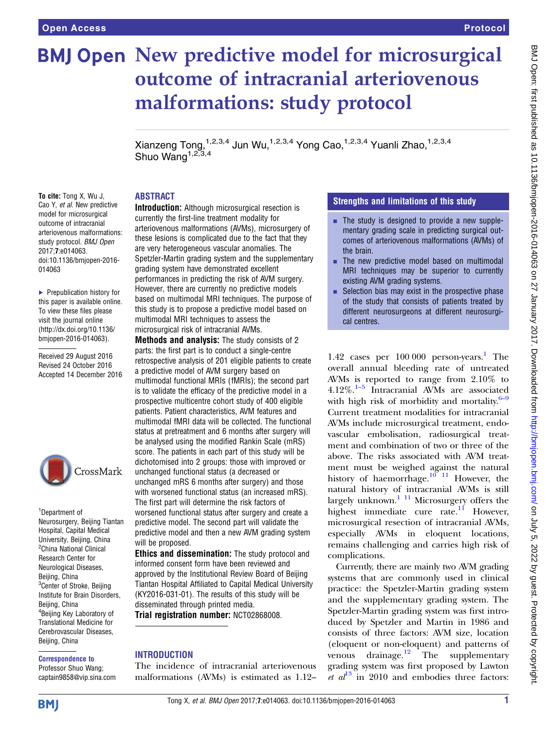Open Access

Protocol

# New predictive model for microsurgical outcome of intracranial arteriovenous malformations: study protocol

Xianzeng Tong,[1,2,3,4] Jun Wu,[1,2,3,4] Yong Cao,[1,2,3,4] Yuanli Zhao,[1,2,3,4] Shuo Wang[1,2,3,4]

**To cite:** Tong X, Wu J, Cao Y, *et al*. New predictive model for microsurgical outcome of intracranial arteriovenous malformations: study protocol. *BMJ Open* 2017;**7**:e014063. doi:10.1136/bmjopen-2016-014063

▸ Prepublication history for this paper is available online. To view these files please visit the journal online (http://dx.doi.org/10.1136/bmjopen-2016-014063).

Received 29 August 2016
Revised 24 October 2016
Accepted 14 December 2016

[1]Department of Neurosurgery, Beijing Tiantan Hospital, Capital Medical University, Beijing, China
[2]China National Clinical Research Center for Neurological Diseases, Beijing, China
[3]Center of Stroke, Beijing Institute for Brain Disorders, Beijing, China
[4]Beijing Key Laboratory of Translational Medicine for Cerebrovascular Diseases, Beijing, China

**Correspondence to**
Professor Shuo Wang; captain9858@vip.sina.com

## ABSTRACT

**Introduction:** Although microsurgical resection is currently the first-line treatment modality for arteriovenous malformations (AVMs), microsurgery of these lesions is complicated due to the fact that they are very heterogeneous vascular anomalies. The Spetzler-Martin grading system and the supplementary grading system have demonstrated excellent performances in predicting the risk of AVM surgery. However, there are currently no predictive models based on multimodal MRI techniques. The purpose of this study is to propose a predictive model based on multimodal MRI techniques to assess the microsurgical risk of intracranial AVMs.

**Methods and analysis:** The study consists of 2 parts: the first part is to conduct a single-centre retrospective analysis of 201 eligible patients to create a predictive model of AVM surgery based on multimodal functional MRIs (fMRIs); the second part is to validate the efficacy of the predictive model in a prospective multicentre cohort study of 400 eligible patients. Patient characteristics, AVM features and multimodal fMRI data will be collected. The functional status at pretreatment and 6 months after surgery will be analysed using the modified Rankin Scale (mRS) score. The patients in each part of this study will be dichotomised into 2 groups: those with improved or unchanged functional status (a decreased or unchanged mRS 6 months after surgery) and those with worsened functional status (an increased mRS). The first part will determine the risk factors of worsened functional status after surgery and create a predictive model. The second part will validate the predictive model and then a new AVM grading system will be proposed.

**Ethics and dissemination:** The study protocol and informed consent form have been reviewed and approved by the Institutional Review Board of Beijing Tiantan Hospital Affiliated to Capital Medical University (KY2016-031-01). The results of this study will be disseminated through printed media.

**Trial registration number:** NCT02868008.

## Strengths and limitations of this study

- The study is designed to provide a new supplementary grading scale in predicting surgical outcomes of arteriovenous malformations (AVMs) of the brain.
- The new predictive model based on multimodal MRI techniques may be superior to currently existing AVM grading systems.
- Selection bias may exist in the prospective phase of the study that consists of patients treated by different neurosurgeons at different neurosurgical centres.

## INTRODUCTION

The incidence of intracranial arteriovenous malformations (AVMs) is estimated as 1.12–1.42 cases per 100 000 person-years.[1] The overall annual bleeding rate of untreated AVMs is reported to range from 2.10% to 4.12%.[1–5] Intracranial AVMs are associated with high risk of morbidity and mortality.[6–9] Current treatment modalities for intracranial AVMs include microsurgical treatment, endovascular embolisation, radiosurgical treatment and combination of two or three of the above. The risks associated with AVM treatment must be weighed against the natural history of haemorrhage.[10 11] However, the natural history of intracranial AVMs is still largely unknown.[1 11] Microsurgery offers the highest immediate cure rate.[11] However, microsurgical resection of intracranial AVMs, especially AVMs in eloquent locations, remains challenging and carries high risk of complications.

Currently, there are mainly two AVM grading systems that are commonly used in clinical practice: the Spetzler-Martin grading system and the supplementary grading system. The Spetzler-Martin grading system was first introduced by Spetzler and Martin in 1986 and consists of three factors: AVM size, location (eloquent or non-eloquent) and patterns of venous drainage.[12] The supplementary grading system was first proposed by Lawton *et al*[13] in 2010 and embodies three factors: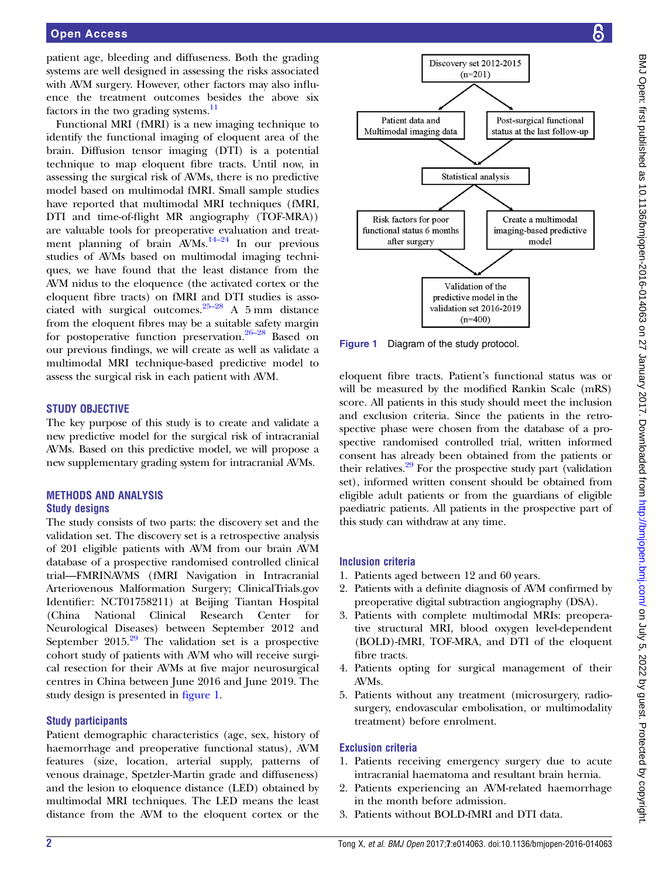patient age, bleeding and diffuseness. Both the grading systems are well designed in assessing the risks associated with AVM surgery. However, other factors may also influence the treatment outcomes besides the above six factors in the two grading systems.[11]

Functional MRI (fMRI) is a new imaging technique to identify the functional imaging of eloquent area of the brain. Diffusion tensor imaging (DTI) is a potential technique to map eloquent fibre tracts. Until now, in assessing the surgical risk of AVMs, there is no predictive model based on multimodal fMRI. Small sample studies have reported that multimodal MRI techniques (fMRI, DTI and time-of-flight MR angiography (TOF-MRA)) are valuable tools for preoperative evaluation and treatment planning of brain AVMs.[14–24] In our previous studies of AVMs based on multimodal imaging techniques, we have found that the least distance from the AVM nidus to the eloquence (the activated cortex or the eloquent fibre tracts) on fMRI and DTI studies is associated with surgical outcomes.[25–28] A 5 mm distance from the eloquent fibres may be a suitable safety margin for postoperative function preservation.[26–28] Based on our previous findings, we will create as well as validate a multimodal MRI technique-based predictive model to assess the surgical risk in each patient with AVM.

## STUDY OBJECTIVE

The key purpose of this study is to create and validate a new predictive model for the surgical risk of intracranial AVMs. Based on this predictive model, we will propose a new supplementary grading system for intracranial AVMs.

## METHODS AND ANALYSIS

### Study designs

The study consists of two parts: the discovery set and the validation set. The discovery set is a retrospective analysis of 201 eligible patients with AVM from our brain AVM database of a prospective randomised controlled clinical trial—FMRINAVMS (fMRI Navigation in Intracranial Arteriovenous Malformation Surgery; ClinicalTrials.gov Identifier: NCT01758211) at Beijing Tiantan Hospital (China National Clinical Research Center for Neurological Diseases) between September 2012 and September 2015.[29] The validation set is a prospective cohort study of patients with AVM who will receive surgical resection for their AVMs at five major neurosurgical centres in China between June 2016 and June 2019. The study design is presented in figure 1.

### Study participants

Patient demographic characteristics (age, sex, history of haemorrhage and preoperative functional status), AVM features (size, location, arterial supply, patterns of venous drainage, Spetzler-Martin grade and diffuseness) and the lesion to eloquence distance (LED) obtained by multimodal MRI techniques. The LED means the least distance from the AVM to the eloquent cortex or the eloquent fibre tracts. Patient's functional status was or will be measured by the modified Rankin Scale (mRS) score. All patients in this study should meet the inclusion and exclusion criteria. Since the patients in the retrospective phase were chosen from the database of a prospective randomised controlled trial, written informed consent has already been obtained from the patients or their relatives.[29] For the prospective study part (validation set), informed written consent should be obtained from eligible adult patients or from the guardians of eligible paediatric patients. All patients in the prospective part of this study can withdraw at any time.

Discovery set 2012-2015 (n=201) → Patient data and Multimodal imaging data; Post-surgical functional status at the last follow-up → Statistical analysis → Risk factors for poor functional status 6 months after surgery; Create a multimodal imaging-based predictive model → Validation of the predictive model in the validation set 2016-2019 (n=400)

Figure 1 Diagram of the study protocol.

### Inclusion criteria

1. Patients aged between 12 and 60 years.
2. Patients with a definite diagnosis of AVM confirmed by preoperative digital subtraction angiography (DSA).
3. Patients with complete multimodal MRIs: preoperative structural MRI, blood oxygen level-dependent (BOLD)-fMRI, TOF-MRA, and DTI of the eloquent fibre tracts.
4. Patients opting for surgical management of their AVMs.
5. Patients without any treatment (microsurgery, radiosurgery, endovascular embolisation, or multimodality treatment) before enrolment.

### Exclusion criteria

1. Patients receiving emergency surgery due to acute intracranial haematoma and resultant brain hernia.
2. Patients experiencing an AVM-related haemorrhage in the month before admission.
3. Patients without BOLD-fMRI and DTI data.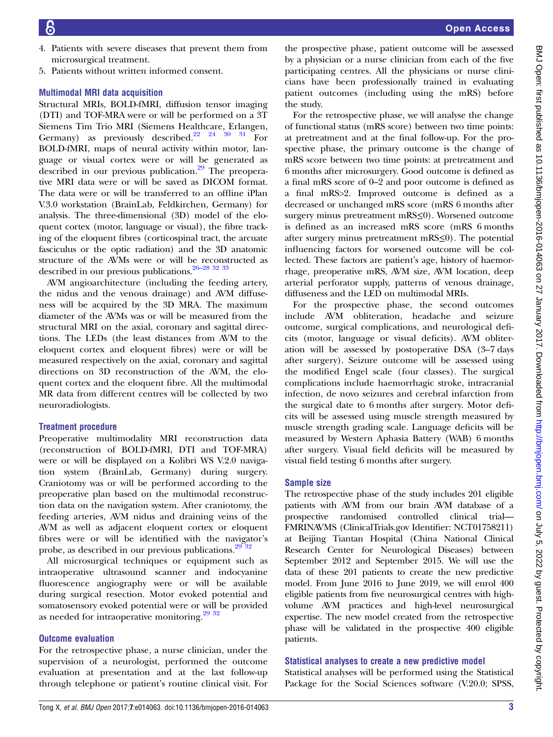4. Patients with severe diseases that prevent them from microsurgical treatment.
5. Patients without written informed consent.

### Multimodal MRI data acquisition

Structural MRIs, BOLD-fMRI, diffusion tensor imaging (DTI) and TOF-MRA were or will be performed on a 3T Siemens Tim Trio MRI (Siemens Healthcare, Erlangen, Germany) as previously described.[22 24 30 31] For BOLD-fMRI, maps of neural activity within motor, language or visual cortex were or will be generated as described in our previous publication.[29] The preoperative MRI data were or will be saved as DICOM format. The data were or will be transferred to an offline iPlan V.3.0 workstation (BrainLab, Feldkirchen, Germany) for analysis. The three-dimensional (3D) model of the eloquent cortex (motor, language or visual), the fibre tracking of the eloquent fibres (corticospinal tract, the arcuate fasciculus or the optic radiation) and the 3D anatomic structure of the AVMs were or will be reconstructed as described in our previous publications.[26–28 32 33]

AVM angioarchitecture (including the feeding artery, the nidus and the venous drainage) and AVM diffuseness will be acquired by the 3D MRA. The maximum diameter of the AVMs was or will be measured from the structural MRI on the axial, coronary and sagittal directions. The LEDs (the least distances from AVM to the eloquent cortex and eloquent fibres) were or will be measured respectively on the axial, coronary and sagittal directions on 3D reconstruction of the AVM, the eloquent cortex and the eloquent fibre. All the multimodal MR data from different centres will be collected by two neuroradiologists.

### Treatment procedure

Preoperative multimodality MRI reconstruction data (reconstruction of BOLD-fMRI, DTI and TOF-MRA) were or will be displayed on a Kolibri WS V.2.0 navigation system (BrainLab, Germany) during surgery. Craniotomy was or will be performed according to the preoperative plan based on the multimodal reconstruction data on the navigation system. After craniotomy, the feeding arteries, AVM nidus and draining veins of the AVM as well as adjacent eloquent cortex or eloquent fibres were or will be identified with the navigator's probe, as described in our previous publications.[29 32]

All microsurgical techniques or equipment such as intraoperative ultrasound scanner and indocyanine fluorescence angiography were or will be available during surgical resection. Motor evoked potential and somatosensory evoked potential were or will be provided as needed for intraoperative monitoring.[29 32]

### Outcome evaluation

For the retrospective phase, a nurse clinician, under the supervision of a neurologist, performed the outcome evaluation at presentation and at the last follow-up through telephone or patient's routine clinical visit. For the prospective phase, patient outcome will be assessed by a physician or a nurse clinician from each of the five participating centres. All the physicians or nurse clinicians have been professionally trained in evaluating patient outcomes (including using the mRS) before the study.

For the retrospective phase, we will analyse the change of functional status (mRS score) between two time points: at pretreatment and at the final follow-up. For the prospective phase, the primary outcome is the change of mRS score between two time points: at pretreatment and 6 months after microsurgery. Good outcome is defined as a final mRS score of 0–2 and poor outcome is defined as a final mRS>2. Improved outcome is defined as a decreased or unchanged mRS score (mRS 6 months after surgery minus pretreatment mRS≤0). Worsened outcome is defined as an increased mRS score (mRS 6 months after surgery minus pretreatment mRS≤0). The potential influencing factors for worsened outcome will be collected. These factors are patient's age, history of haemorrhage, preoperative mRS, AVM size, AVM location, deep arterial perforator supply, patterns of venous drainage, diffuseness and the LED on multimodal MRIs.

For the prospective phase, the second outcomes include AVM obliteration, headache and seizure outcome, surgical complications, and neurological deficits (motor, language or visual deficits). AVM obliteration will be assessed by postoperative DSA (3–7 days after surgery). Seizure outcome will be assessed using the modified Engel scale (four classes). The surgical complications include haemorrhagic stroke, intracranial infection, de novo seizures and cerebral infarction from the surgical date to 6 months after surgery. Motor deficits will be assessed using muscle strength measured by muscle strength grading scale. Language deficits will be measured by Western Aphasia Battery (WAB) 6 months after surgery. Visual field deficits will be measured by visual field testing 6 months after surgery.

### Sample size

The retrospective phase of the study includes 201 eligible patients with AVM from our brain AVM database of a prospective randomised controlled clinical trial—FMRINAVMS (ClinicalTrials.gov Identifier: NCT01758211) at Beijing Tiantan Hospital (China National Clinical Research Center for Neurological Diseases) between September 2012 and September 2015. We will use the data of these 201 patients to create the new predictive model. From June 2016 to June 2019, we will enrol 400 eligible patients from five neurosurgical centres with high-volume AVM practices and high-level neurosurgical expertise. The new model created from the retrospective phase will be validated in the prospective 400 eligible patients.

### Statistical analyses to create a new predictive model

Statistical analyses will be performed using the Statistical Package for the Social Sciences software (V.20.0; SPSS,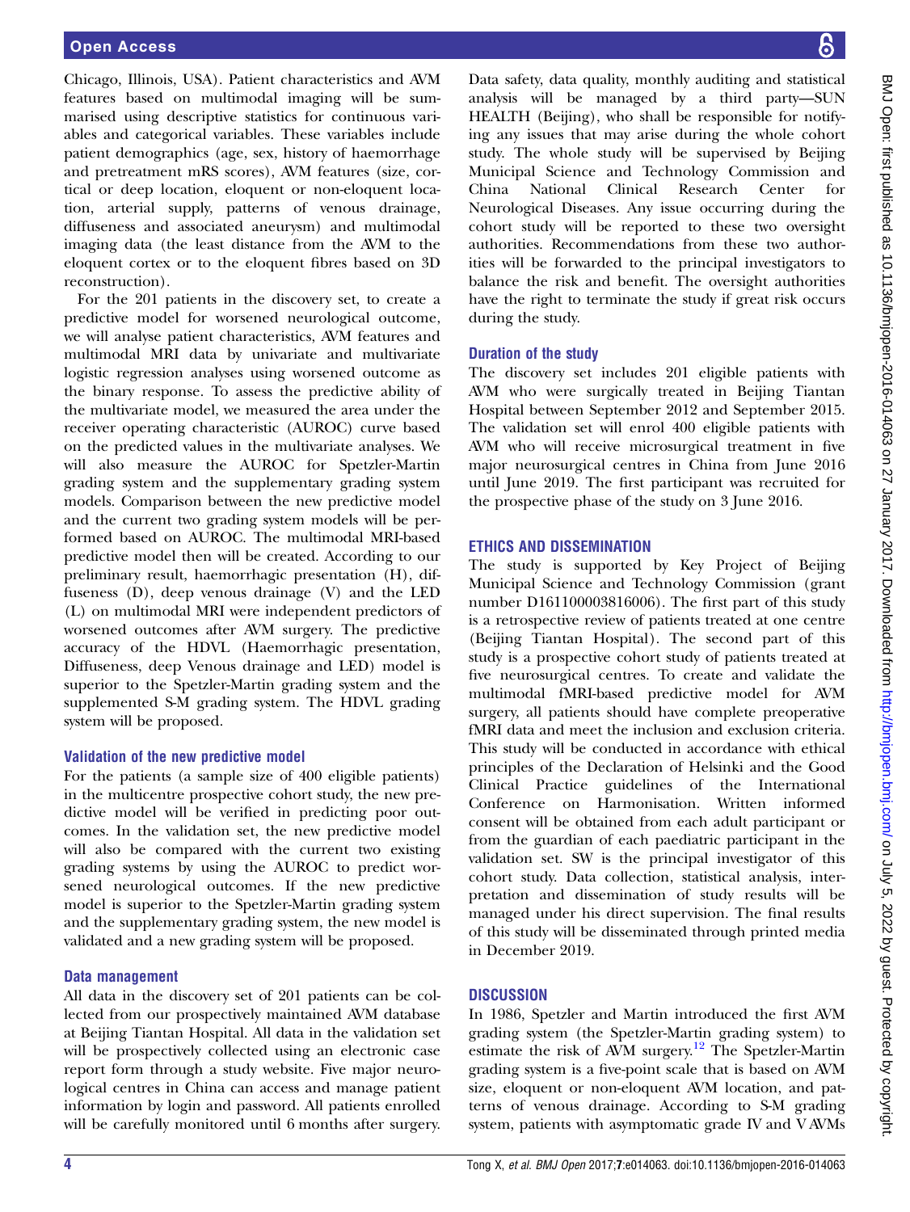Chicago, Illinois, USA). Patient characteristics and AVM features based on multimodal imaging will be summarised using descriptive statistics for continuous variables and categorical variables. These variables include patient demographics (age, sex, history of haemorrhage and pretreatment mRS scores), AVM features (size, cortical or deep location, eloquent or non-eloquent location, arterial supply, patterns of venous drainage, diffuseness and associated aneurysm) and multimodal imaging data (the least distance from the AVM to the eloquent cortex or to the eloquent fibres based on 3D reconstruction).

For the 201 patients in the discovery set, to create a predictive model for worsened neurological outcome, we will analyse patient characteristics, AVM features and multimodal MRI data by univariate and multivariate logistic regression analyses using worsened outcome as the binary response. To assess the predictive ability of the multivariate model, we measured the area under the receiver operating characteristic (AUROC) curve based on the predicted values in the multivariate analyses. We will also measure the AUROC for Spetzler-Martin grading system and the supplementary grading system models. Comparison between the new predictive model and the current two grading system models will be performed based on AUROC. The multimodal MRI-based predictive model then will be created. According to our preliminary result, haemorrhagic presentation (H), diffuseness (D), deep venous drainage (V) and the LED (L) on multimodal MRI were independent predictors of worsened outcomes after AVM surgery. The predictive accuracy of the HDVL (Haemorrhagic presentation, Diffuseness, deep Venous drainage and LED) model is superior to the Spetzler-Martin grading system and the supplemented S-M grading system. The HDVL grading system will be proposed.

### Validation of the new predictive model

For the patients (a sample size of 400 eligible patients) in the multicentre prospective cohort study, the new predictive model will be verified in predicting poor outcomes. In the validation set, the new predictive model will also be compared with the current two existing grading systems by using the AUROC to predict worsened neurological outcomes. If the new predictive model is superior to the Spetzler-Martin grading system and the supplementary grading system, the new model is validated and a new grading system will be proposed.

### Data management

All data in the discovery set of 201 patients can be collected from our prospectively maintained AVM database at Beijing Tiantan Hospital. All data in the validation set will be prospectively collected using an electronic case report form through a study website. Five major neurological centres in China can access and manage patient information by login and password. All patients enrolled will be carefully monitored until 6 months after surgery. Data safety, data quality, monthly auditing and statistical analysis will be managed by a third party—SUN HEALTH (Beijing), who shall be responsible for notifying any issues that may arise during the whole cohort study. The whole study will be supervised by Beijing Municipal Science and Technology Commission and China National Clinical Research Center for Neurological Diseases. Any issue occurring during the cohort study will be reported to these two oversight authorities. Recommendations from these two authorities will be forwarded to the principal investigators to balance the risk and benefit. The oversight authorities have the right to terminate the study if great risk occurs during the study.

### Duration of the study

The discovery set includes 201 eligible patients with AVM who were surgically treated in Beijing Tiantan Hospital between September 2012 and September 2015. The validation set will enrol 400 eligible patients with AVM who will receive microsurgical treatment in five major neurosurgical centres in China from June 2016 until June 2019. The first participant was recruited for the prospective phase of the study on 3 June 2016.

## ETHICS AND DISSEMINATION

The study is supported by Key Project of Beijing Municipal Science and Technology Commission (grant number D161100003816006). The first part of this study is a retrospective review of patients treated at one centre (Beijing Tiantan Hospital). The second part of this study is a prospective cohort study of patients treated at five neurosurgical centres. To create and validate the multimodal fMRI-based predictive model for AVM surgery, all patients should have complete preoperative fMRI data and meet the inclusion and exclusion criteria. This study will be conducted in accordance with ethical principles of the Declaration of Helsinki and the Good Clinical Practice guidelines of the International Conference on Harmonisation. Written informed consent will be obtained from each adult participant or from the guardian of each paediatric participant in the validation set. SW is the principal investigator of this cohort study. Data collection, statistical analysis, interpretation and dissemination of study results will be managed under his direct supervision. The final results of this study will be disseminated through printed media in December 2019.

## DISCUSSION

In 1986, Spetzler and Martin introduced the first AVM grading system (the Spetzler-Martin grading system) to estimate the risk of AVM surgery.[12] The Spetzler-Martin grading system is a five-point scale that is based on AVM size, eloquent or non-eloquent AVM location, and patterns of venous drainage. According to S-M grading system, patients with asymptomatic grade IV and V AVMs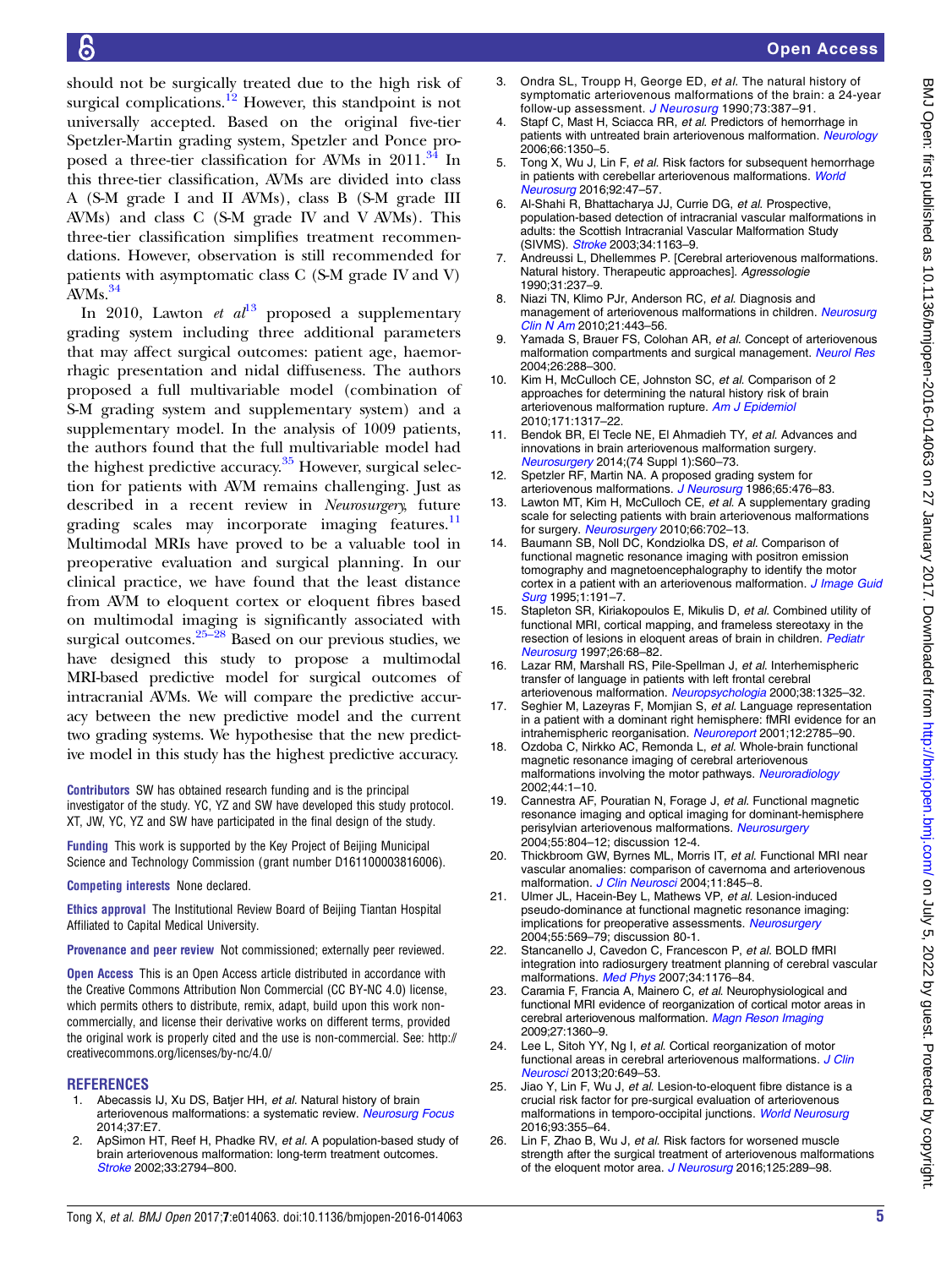should not be surgically treated due to the high risk of surgical complications.[12] However, this standpoint is not universally accepted. Based on the original five-tier Spetzler-Martin grading system, Spetzler and Ponce proposed a three-tier classification for AVMs in 2011.[34] In this three-tier classification, AVMs are divided into class A (S-M grade I and II AVMs), class B (S-M grade III AVMs) and class C (S-M grade IV and V AVMs). This three-tier classification simplifies treatment recommendations. However, observation is still recommended for patients with asymptomatic class C (S-M grade IV and V) AVMs.[34]

In 2010, Lawton *et al*[13] proposed a supplementary grading system including three additional parameters that may affect surgical outcomes: patient age, haemorrhagic presentation and nidal diffuseness. The authors proposed a full multivariable model (combination of S-M grading system and supplementary system) and a supplementary model. In the analysis of 1009 patients, the authors found that the full multivariable model had the highest predictive accuracy.[35] However, surgical selection for patients with AVM remains challenging. Just as described in a recent review in *Neurosurgery*, future grading scales may incorporate imaging features.[11] Multimodal MRIs have proved to be a valuable tool in preoperative evaluation and surgical planning. In our clinical practice, we have found that the least distance from AVM to eloquent cortex or eloquent fibres based on multimodal imaging is significantly associated with surgical outcomes.[25–28] Based on our previous studies, we have designed this study to propose a multimodal MRI-based predictive model for surgical outcomes of intracranial AVMs. We will compare the predictive accuracy between the new predictive model and the current two grading systems. We hypothesise that the new predictive model in this study has the highest predictive accuracy.

**Contributors** SW has obtained research funding and is the principal investigator of the study. YC, YZ and SW have developed this study protocol. XT, JW, YC, YZ and SW have participated in the final design of the study.

**Funding** This work is supported by the Key Project of Beijing Municipal Science and Technology Commission (grant number D161100003816006).

**Competing interests** None declared.

**Ethics approval** The Institutional Review Board of Beijing Tiantan Hospital Affiliated to Capital Medical University.

**Provenance and peer review** Not commissioned; externally peer reviewed.

**Open Access** This is an Open Access article distributed in accordance with the Creative Commons Attribution Non Commercial (CC BY-NC 4.0) license, which permits others to distribute, remix, adapt, build upon this work non-commercially, and license their derivative works on different terms, provided the original work is properly cited and the use is non-commercial. See: http://creativecommons.org/licenses/by-nc/4.0/

## REFERENCES

1. Abecassis IJ, Xu DS, Batjer HH, *et al*. Natural history of brain arteriovenous malformations: a systematic review. *Neurosurg Focus* 2014;37:E7.
2. ApSimon HT, Reef H, Phadke RV, *et al*. A population-based study of brain arteriovenous malformation: long-term treatment outcomes. *Stroke* 2002;33:2794–800.
3. Ondra SL, Troupp H, George ED, *et al*. The natural history of symptomatic arteriovenous malformations of the brain: a 24-year follow-up assessment. *J Neurosurg* 1990;73:387–91.
4. Stapf C, Mast H, Sciacca RR, *et al*. Predictors of hemorrhage in patients with untreated brain arteriovenous malformation. *Neurology* 2006;66:1350–5.
5. Tong X, Wu J, Lin F, *et al*. Risk factors for subsequent hemorrhage in patients with cerebellar arteriovenous malformations. *World Neurosurg* 2016;92:47–57.
6. Al-Shahi R, Bhattacharya JJ, Currie DG, *et al*. Prospective, population-based detection of intracranial vascular malformations in adults: the Scottish Intracranial Vascular Malformation Study (SIVMS). *Stroke* 2003;34:1163–9.
7. Andreussi L, Dhellemmes P. [Cerebral arteriovenous malformations. Natural history. Therapeutic approaches]. *Agressologie* 1990;31:237–9.
8. Niazi TN, Klimo PJr, Anderson RC, *et al*. Diagnosis and management of arteriovenous malformations in children. *Neurosurg Clin N Am* 2010;21:443–56.
9. Yamada S, Brauer FS, Colohan AR, *et al*. Concept of arteriovenous malformation compartments and surgical management. *Neurol Res* 2004;26:288–300.
10. Kim H, McCulloch CE, Johnston SC, *et al*. Comparison of 2 approaches for determining the natural history risk of brain arteriovenous malformation rupture. *Am J Epidemiol* 2010;171:1317–22.
11. Bendok BR, El Tecle NE, El Ahmadieh TY, *et al*. Advances and innovations in brain arteriovenous malformation surgery. *Neurosurgery* 2014;(74 Suppl 1):S60–73.
12. Spetzler RF, Martin NA. A proposed grading system for arteriovenous malformations. *J Neurosurg* 1986;65:476–83.
13. Lawton MT, Kim H, McCulloch CE, *et al*. A supplementary grading scale for selecting patients with brain arteriovenous malformations for surgery. *Neurosurgery* 2010;66:702–13.
14. Baumann SB, Noll DC, Kondziolka DS, *et al*. Comparison of functional magnetic resonance imaging with positron emission tomography and magnetoencephalography to identify the motor cortex in a patient with an arteriovenous malformation. *J Image Guid Surg* 1995;1:191–7.
15. Stapleton SR, Kiriakopoulos E, Mikulis D, *et al*. Combined utility of functional MRI, cortical mapping, and frameless stereotaxy in the resection of lesions in eloquent areas of brain in children. *Pediatr Neurosurg* 1997;26:68–82.
16. Lazar RM, Marshall RS, Pile-Spellman J, *et al*. Interhemispheric transfer of language in patients with left frontal cerebral arteriovenous malformation. *Neuropsychologia* 2000;38:1325–32.
17. Seghier M, Lazeyras F, Momjian S, *et al*. Language representation in a patient with a dominant right hemisphere: fMRI evidence for an intrahemispheric reorganisation. *Neuroreport* 2001;12:2785–90.
18. Ozdoba C, Nirkko AC, Remonda L, *et al*. Whole-brain functional magnetic resonance imaging of cerebral arteriovenous malformations involving the motor pathways. *Neuroradiology* 2002;44:1–10.
19. Cannestra AF, Pouratian N, Forage J, *et al*. Functional magnetic resonance imaging and optical imaging for dominant-hemisphere perisylvian arteriovenous malformations. *Neurosurgery* 2004;55:804–12; discussion 12-4.
20. Thickbroom GW, Byrnes ML, Morris IT, *et al*. Functional MRI near vascular anomalies: comparison of cavernoma and arteriovenous malformation. *J Clin Neurosci* 2004;11:845–8.
21. Ulmer JL, Hacein-Bey L, Mathews VP, *et al*. Lesion-induced pseudo-dominance at functional magnetic resonance imaging: implications for preoperative assessments. *Neurosurgery* 2004;55:569–79; discussion 80-1.
22. Stancanello J, Cavedon C, Francescon P, *et al*. BOLD fMRI integration into radiosurgery treatment planning of cerebral vascular malformations. *Med Phys* 2007;34:1176–84.
23. Caramia F, Francia A, Mainero C, *et al*. Neurophysiological and functional MRI evidence of reorganization of cortical motor areas in cerebral arteriovenous malformation. *Magn Reson Imaging* 2009;27:1360–9.
24. Lee L, Sitoh YY, Ng I, *et al*. Cortical reorganization of motor functional areas in cerebral arteriovenous malformations. *J Clin Neurosci* 2013;20:649–53.
25. Jiao Y, Lin F, Wu J, *et al*. Lesion-to-eloquent fibre distance is a crucial risk factor for pre-surgical evaluation of arteriovenous malformations in temporo-occipital junctions. *World Neurosurg* 2016;93:355–64.
26. Lin F, Zhao B, Wu J, *et al*. Risk factors for worsened muscle strength after the surgical treatment of arteriovenous malformations of the eloquent motor area. *J Neurosurg* 2016;125:289–98.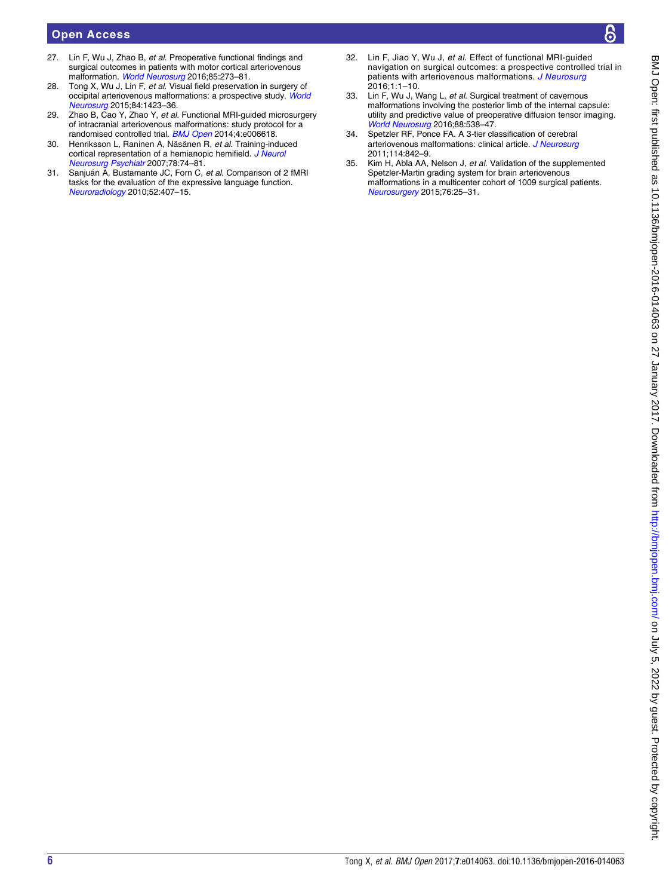27. Lin F, Wu J, Zhao B, *et al*. Preoperative functional findings and surgical outcomes in patients with motor cortical arteriovenous malformation. *World Neurosurg* 2016;85:273–81.
28. Tong X, Wu J, Lin F, *et al*. Visual field preservation in surgery of occipital arteriovenous malformations: a prospective study. *World Neurosurg* 2015;84:1423–36.
29. Zhao B, Cao Y, Zhao Y, *et al*. Functional MRI-guided microsurgery of intracranial arteriovenous malformations: study protocol for a randomised controlled trial. *BMJ Open* 2014;4:e006618.
30. Henriksson L, Raninen A, Näsänen R, *et al*. Training-induced cortical representation of a hemianopic hemifield. *J Neurol Neurosurg Psychiatr* 2007;78:74–81.
31. Sanjuán A, Bustamante JC, Forn C, *et al*. Comparison of 2 fMRI tasks for the evaluation of the expressive language function. *Neuroradiology* 2010;52:407–15.
32. Lin F, Jiao Y, Wu J, *et al*. Effect of functional MRI-guided navigation on surgical outcomes: a prospective controlled trial in patients with arteriovenous malformations. *J Neurosurg* 2016;1:1–10.
33. Lin F, Wu J, Wang L, *et al*. Surgical treatment of cavernous malformations involving the posterior limb of the internal capsule: utility and predictive value of preoperative diffusion tensor imaging. *World Neurosurg* 2016;88:538–47.
34. Spetzler RF, Ponce FA. A 3-tier classification of cerebral arteriovenous malformations: clinical article. *J Neurosurg* 2011;114:842–9.
35. Kim H, Abla AA, Nelson J, *et al*. Validation of the supplemented Spetzler-Martin grading system for brain arteriovenous malformations in a multicenter cohort of 1009 surgical patients. *Neurosurgery* 2015;76:25–31.